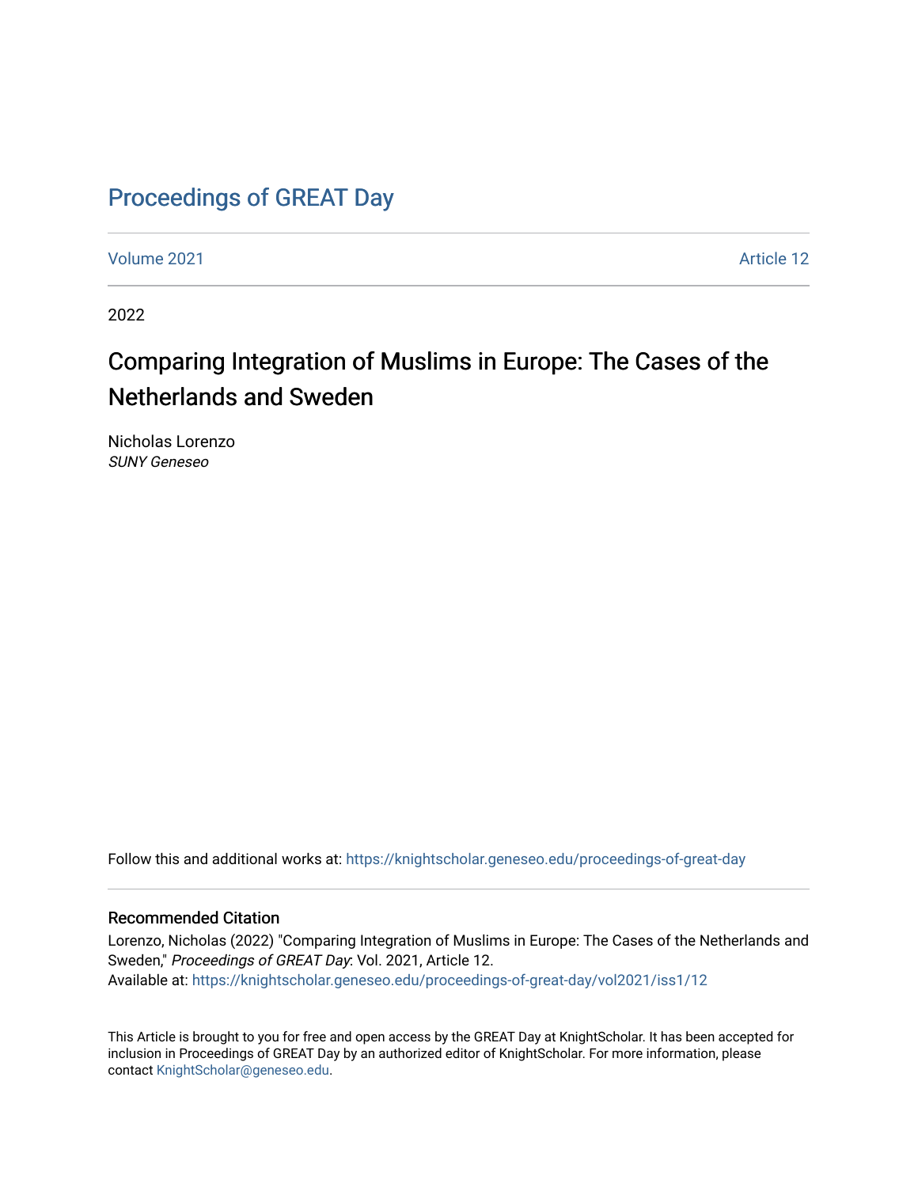# Proceedings of GREAT Day

Volume 2021 | Article 12

2022

## Comparing Integration of Muslims in Europe: The Cases of the Netherlands and Sweden

Nicholas Lorenzo
*SUNY Geneseo*

Follow this and additional works at: https://knightscholar.geneseo.edu/proceedings-of-great-day

### Recommended Citation

Lorenzo, Nicholas (2022) "Comparing Integration of Muslims in Europe: The Cases of the Netherlands and Sweden," *Proceedings of GREAT Day*: Vol. 2021, Article 12.
Available at: https://knightscholar.geneseo.edu/proceedings-of-great-day/vol2021/iss1/12

This Article is brought to you for free and open access by the GREAT Day at KnightScholar. It has been accepted for inclusion in Proceedings of GREAT Day by an authorized editor of KnightScholar. For more information, please contact KnightScholar@geneseo.edu.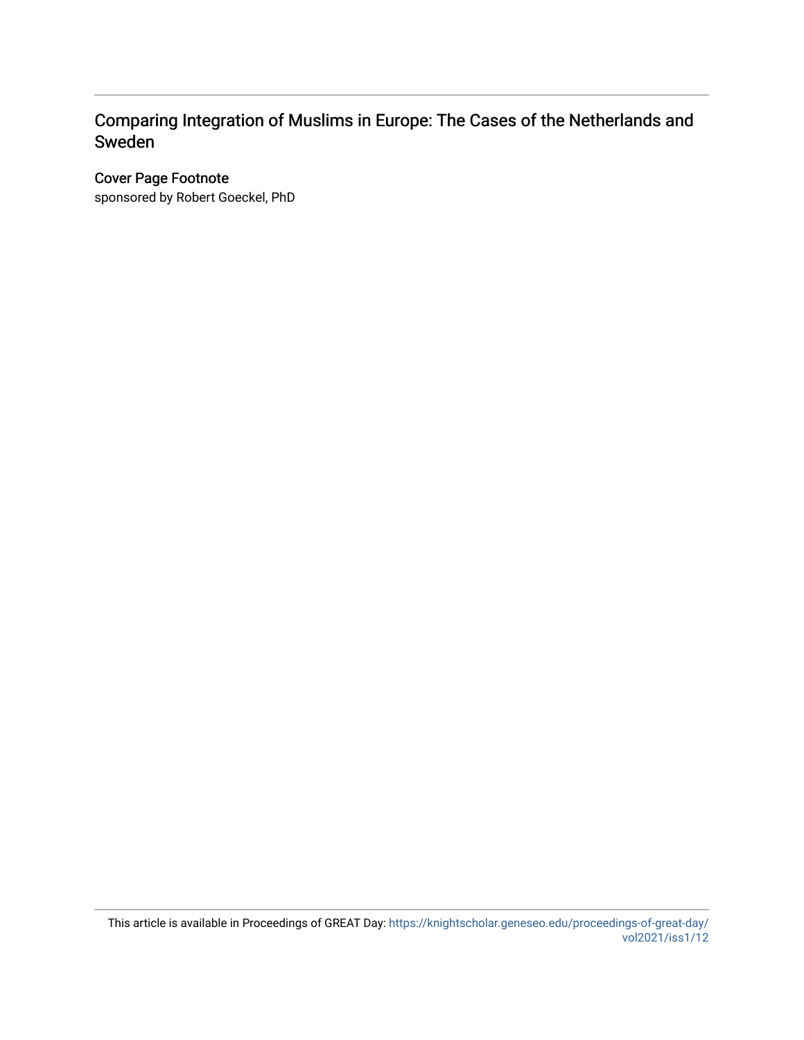# Comparing Integration of Muslims in Europe: The Cases of the Netherlands and Sweden

## Cover Page Footnote

sponsored by Robert Goeckel, PhD

This article is available in Proceedings of GREAT Day: https://knightscholar.geneseo.edu/proceedings-of-great-day/vol2021/iss1/12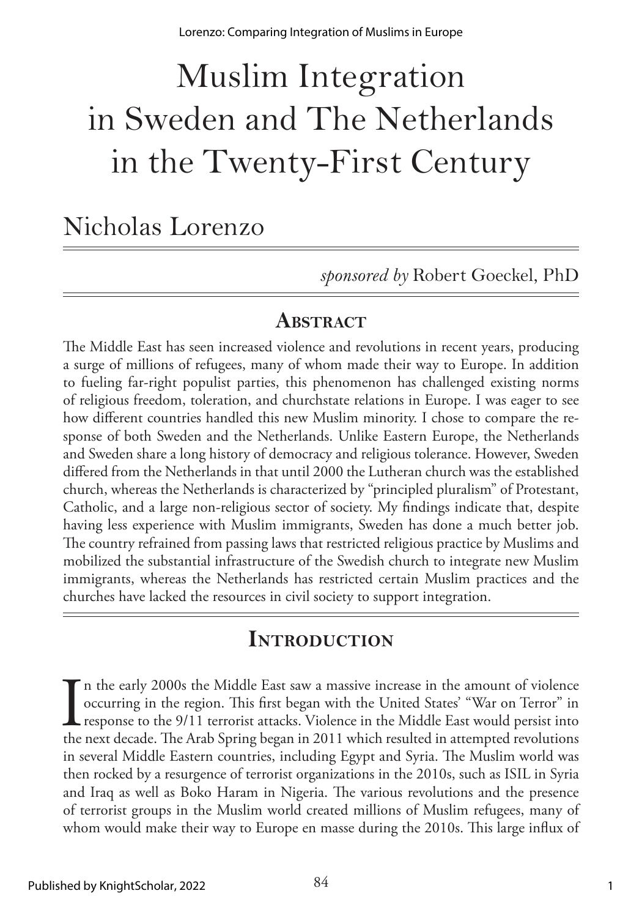# Muslim Integration in Sweden and The Netherlands in the Twenty-First Century

## Nicholas Lorenzo

*sponsored by* Robert Goeckel, PhD

## Abstract

The Middle East has seen increased violence and revolutions in recent years, producing a surge of millions of refugees, many of whom made their way to Europe. In addition to fueling far-right populist parties, this phenomenon has challenged existing norms of religious freedom, toleration, and churchstate relations in Europe. I was eager to see how different countries handled this new Muslim minority. I chose to compare the response of both Sweden and the Netherlands. Unlike Eastern Europe, the Netherlands and Sweden share a long history of democracy and religious tolerance. However, Sweden differed from the Netherlands in that until 2000 the Lutheran church was the established church, whereas the Netherlands is characterized by "principled pluralism" of Protestant, Catholic, and a large non-religious sector of society. My findings indicate that, despite having less experience with Muslim immigrants, Sweden has done a much better job. The country refrained from passing laws that restricted religious practice by Muslims and mobilized the substantial infrastructure of the Swedish church to integrate new Muslim immigrants, whereas the Netherlands has restricted certain Muslim practices and the churches have lacked the resources in civil society to support integration.

## Introduction

In the early 2000s the Middle East saw a massive increase in the amount of violence occurring in the region. This first began with the United States' "War on Terror" in response to the 9/11 terrorist attacks. Violence in the Middle East would persist into the next decade. The Arab Spring began in 2011 which resulted in attempted revolutions in several Middle Eastern countries, including Egypt and Syria. The Muslim world was then rocked by a resurgence of terrorist organizations in the 2010s, such as ISIL in Syria and Iraq as well as Boko Haram in Nigeria. The various revolutions and the presence of terrorist groups in the Muslim world created millions of Muslim refugees, many of whom would make their way to Europe en masse during the 2010s. This large influx of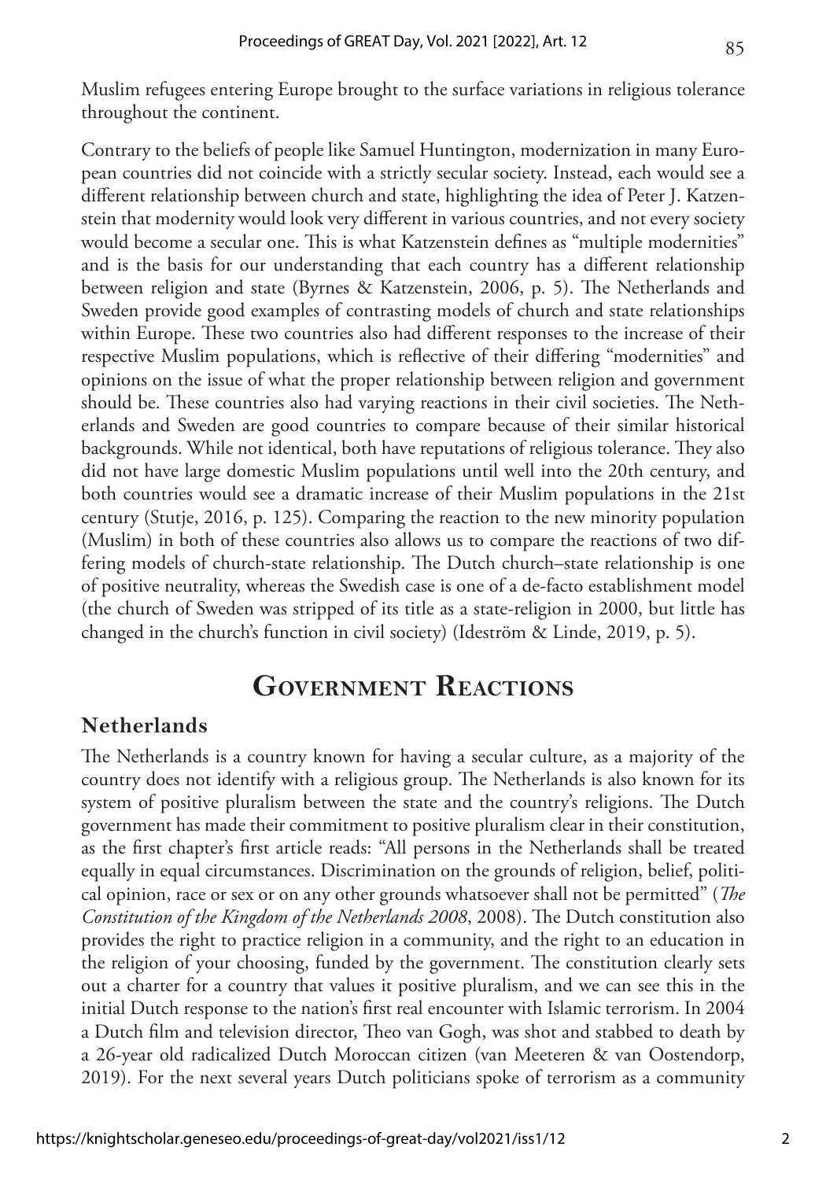Muslim refugees entering Europe brought to the surface variations in religious tolerance throughout the continent.

Contrary to the beliefs of people like Samuel Huntington, modernization in many European countries did not coincide with a strictly secular society. Instead, each would see a different relationship between church and state, highlighting the idea of Peter J. Katzenstein that modernity would look very different in various countries, and not every society would become a secular one. This is what Katzenstein defines as "multiple modernities" and is the basis for our understanding that each country has a different relationship between religion and state (Byrnes & Katzenstein, 2006, p. 5). The Netherlands and Sweden provide good examples of contrasting models of church and state relationships within Europe. These two countries also had different responses to the increase of their respective Muslim populations, which is reflective of their differing "modernities" and opinions on the issue of what the proper relationship between religion and government should be. These countries also had varying reactions in their civil societies. The Netherlands and Sweden are good countries to compare because of their similar historical backgrounds. While not identical, both have reputations of religious tolerance. They also did not have large domestic Muslim populations until well into the 20th century, and both countries would see a dramatic increase of their Muslim populations in the 21st century (Stutje, 2016, p. 125). Comparing the reaction to the new minority population (Muslim) in both of these countries also allows us to compare the reactions of two differing models of church-state relationship. The Dutch church–state relationship is one of positive neutrality, whereas the Swedish case is one of a de-facto establishment model (the church of Sweden was stripped of its title as a state-religion in 2000, but little has changed in the church's function in civil society) (Ideström & Linde, 2019, p. 5).

# Government Reactions

## Netherlands

The Netherlands is a country known for having a secular culture, as a majority of the country does not identify with a religious group. The Netherlands is also known for its system of positive pluralism between the state and the country's religions. The Dutch government has made their commitment to positive pluralism clear in their constitution, as the first chapter's first article reads: "All persons in the Netherlands shall be treated equally in equal circumstances. Discrimination on the grounds of religion, belief, political opinion, race or sex or on any other grounds whatsoever shall not be permitted" (*The Constitution of the Kingdom of the Netherlands 2008*, 2008). The Dutch constitution also provides the right to practice religion in a community, and the right to an education in the religion of your choosing, funded by the government. The constitution clearly sets out a charter for a country that values it positive pluralism, and we can see this in the initial Dutch response to the nation's first real encounter with Islamic terrorism. In 2004 a Dutch film and television director, Theo van Gogh, was shot and stabbed to death by a 26-year old radicalized Dutch Moroccan citizen (van Meeteren & van Oostendorp, 2019). For the next several years Dutch politicians spoke of terrorism as a community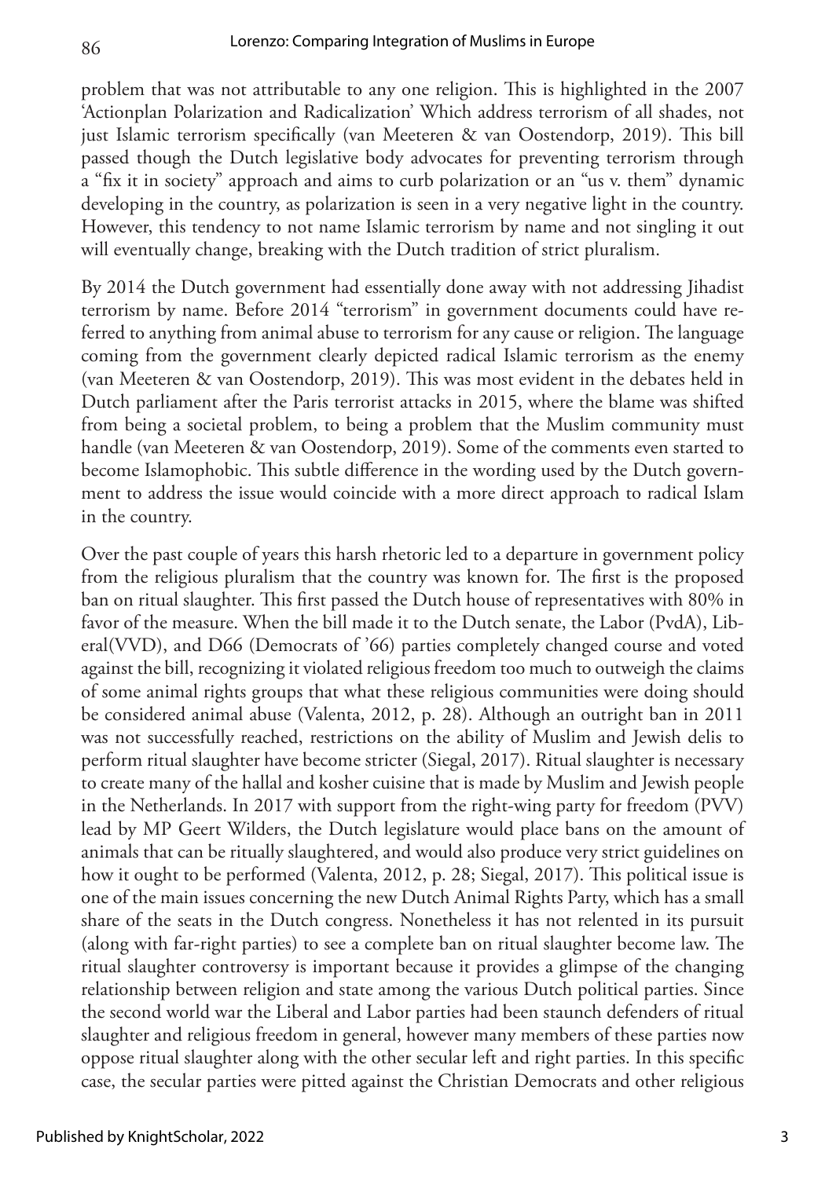problem that was not attributable to any one religion. This is highlighted in the 2007 'Actionplan Polarization and Radicalization' Which address terrorism of all shades, not just Islamic terrorism specifically (van Meeteren & van Oostendorp, 2019). This bill passed though the Dutch legislative body advocates for preventing terrorism through a "fix it in society" approach and aims to curb polarization or an "us v. them" dynamic developing in the country, as polarization is seen in a very negative light in the country. However, this tendency to not name Islamic terrorism by name and not singling it out will eventually change, breaking with the Dutch tradition of strict pluralism.

By 2014 the Dutch government had essentially done away with not addressing Jihadist terrorism by name. Before 2014 "terrorism" in government documents could have referred to anything from animal abuse to terrorism for any cause or religion. The language coming from the government clearly depicted radical Islamic terrorism as the enemy (van Meeteren & van Oostendorp, 2019). This was most evident in the debates held in Dutch parliament after the Paris terrorist attacks in 2015, where the blame was shifted from being a societal problem, to being a problem that the Muslim community must handle (van Meeteren & van Oostendorp, 2019). Some of the comments even started to become Islamophobic. This subtle difference in the wording used by the Dutch government to address the issue would coincide with a more direct approach to radical Islam in the country.

Over the past couple of years this harsh rhetoric led to a departure in government policy from the religious pluralism that the country was known for. The first is the proposed ban on ritual slaughter. This first passed the Dutch house of representatives with 80% in favor of the measure. When the bill made it to the Dutch senate, the Labor (PvdA), Liberal(VVD), and D66 (Democrats of '66) parties completely changed course and voted against the bill, recognizing it violated religious freedom too much to outweigh the claims of some animal rights groups that what these religious communities were doing should be considered animal abuse (Valenta, 2012, p. 28). Although an outright ban in 2011 was not successfully reached, restrictions on the ability of Muslim and Jewish delis to perform ritual slaughter have become stricter (Siegal, 2017). Ritual slaughter is necessary to create many of the hallal and kosher cuisine that is made by Muslim and Jewish people in the Netherlands. In 2017 with support from the right-wing party for freedom (PVV) lead by MP Geert Wilders, the Dutch legislature would place bans on the amount of animals that can be ritually slaughtered, and would also produce very strict guidelines on how it ought to be performed (Valenta, 2012, p. 28; Siegal, 2017). This political issue is one of the main issues concerning the new Dutch Animal Rights Party, which has a small share of the seats in the Dutch congress. Nonetheless it has not relented in its pursuit (along with far-right parties) to see a complete ban on ritual slaughter become law. The ritual slaughter controversy is important because it provides a glimpse of the changing relationship between religion and state among the various Dutch political parties. Since the second world war the Liberal and Labor parties had been staunch defenders of ritual slaughter and religious freedom in general, however many members of these parties now oppose ritual slaughter along with the other secular left and right parties. In this specific case, the secular parties were pitted against the Christian Democrats and other religious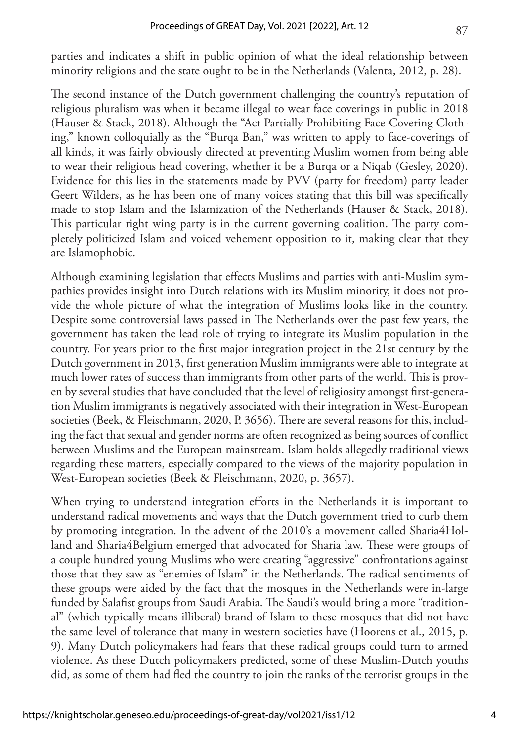parties and indicates a shift in public opinion of what the ideal relationship between minority religions and the state ought to be in the Netherlands (Valenta, 2012, p. 28).

The second instance of the Dutch government challenging the country's reputation of religious pluralism was when it became illegal to wear face coverings in public in 2018 (Hauser & Stack, 2018). Although the "Act Partially Prohibiting Face-Covering Clothing," known colloquially as the "Burqa Ban," was written to apply to face-coverings of all kinds, it was fairly obviously directed at preventing Muslim women from being able to wear their religious head covering, whether it be a Burqa or a Niqab (Gesley, 2020). Evidence for this lies in the statements made by PVV (party for freedom) party leader Geert Wilders, as he has been one of many voices stating that this bill was specifically made to stop Islam and the Islamization of the Netherlands (Hauser & Stack, 2018). This particular right wing party is in the current governing coalition. The party completely politicized Islam and voiced vehement opposition to it, making clear that they are Islamophobic.

Although examining legislation that effects Muslims and parties with anti-Muslim sympathies provides insight into Dutch relations with its Muslim minority, it does not provide the whole picture of what the integration of Muslims looks like in the country. Despite some controversial laws passed in The Netherlands over the past few years, the government has taken the lead role of trying to integrate its Muslim population in the country. For years prior to the first major integration project in the 21st century by the Dutch government in 2013, first generation Muslim immigrants were able to integrate at much lower rates of success than immigrants from other parts of the world. This is proven by several studies that have concluded that the level of religiosity amongst first-generation Muslim immigrants is negatively associated with their integration in West-European societies (Beek, & Fleischmann, 2020, P. 3656). There are several reasons for this, including the fact that sexual and gender norms are often recognized as being sources of conflict between Muslims and the European mainstream. Islam holds allegedly traditional views regarding these matters, especially compared to the views of the majority population in West-European societies (Beek & Fleischmann, 2020, p. 3657).

When trying to understand integration efforts in the Netherlands it is important to understand radical movements and ways that the Dutch government tried to curb them by promoting integration. In the advent of the 2010's a movement called Sharia4Holland and Sharia4Belgium emerged that advocated for Sharia law. These were groups of a couple hundred young Muslims who were creating "aggressive" confrontations against those that they saw as "enemies of Islam" in the Netherlands. The radical sentiments of these groups were aided by the fact that the mosques in the Netherlands were in-large funded by Salafist groups from Saudi Arabia. The Saudi's would bring a more "traditional" (which typically means illiberal) brand of Islam to these mosques that did not have the same level of tolerance that many in western societies have (Hoorens et al., 2015, p. 9). Many Dutch policymakers had fears that these radical groups could turn to armed violence. As these Dutch policymakers predicted, some of these Muslim-Dutch youths did, as some of them had fled the country to join the ranks of the terrorist groups in the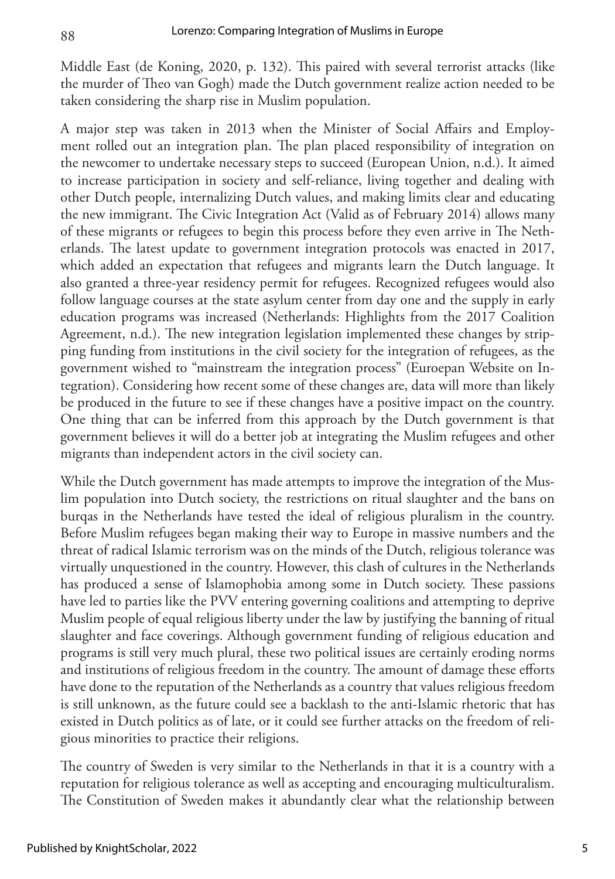Middle East (de Koning, 2020, p. 132). This paired with several terrorist attacks (like the murder of Theo van Gogh) made the Dutch government realize action needed to be taken considering the sharp rise in Muslim population.

A major step was taken in 2013 when the Minister of Social Affairs and Employment rolled out an integration plan. The plan placed responsibility of integration on the newcomer to undertake necessary steps to succeed (European Union, n.d.). It aimed to increase participation in society and self-reliance, living together and dealing with other Dutch people, internalizing Dutch values, and making limits clear and educating the new immigrant. The Civic Integration Act (Valid as of February 2014) allows many of these migrants or refugees to begin this process before they even arrive in The Netherlands. The latest update to government integration protocols was enacted in 2017, which added an expectation that refugees and migrants learn the Dutch language. It also granted a three-year residency permit for refugees. Recognized refugees would also follow language courses at the state asylum center from day one and the supply in early education programs was increased (Netherlands: Highlights from the 2017 Coalition Agreement, n.d.). The new integration legislation implemented these changes by stripping funding from institutions in the civil society for the integration of refugees, as the government wished to "mainstream the integration process" (Euroepan Website on Integration). Considering how recent some of these changes are, data will more than likely be produced in the future to see if these changes have a positive impact on the country. One thing that can be inferred from this approach by the Dutch government is that government believes it will do a better job at integrating the Muslim refugees and other migrants than independent actors in the civil society can.

While the Dutch government has made attempts to improve the integration of the Muslim population into Dutch society, the restrictions on ritual slaughter and the bans on burqas in the Netherlands have tested the ideal of religious pluralism in the country. Before Muslim refugees began making their way to Europe in massive numbers and the threat of radical Islamic terrorism was on the minds of the Dutch, religious tolerance was virtually unquestioned in the country. However, this clash of cultures in the Netherlands has produced a sense of Islamophobia among some in Dutch society. These passions have led to parties like the PVV entering governing coalitions and attempting to deprive Muslim people of equal religious liberty under the law by justifying the banning of ritual slaughter and face coverings. Although government funding of religious education and programs is still very much plural, these two political issues are certainly eroding norms and institutions of religious freedom in the country. The amount of damage these efforts have done to the reputation of the Netherlands as a country that values religious freedom is still unknown, as the future could see a backlash to the anti-Islamic rhetoric that has existed in Dutch politics as of late, or it could see further attacks on the freedom of religious minorities to practice their religions.

The country of Sweden is very similar to the Netherlands in that it is a country with a reputation for religious tolerance as well as accepting and encouraging multiculturalism. The Constitution of Sweden makes it abundantly clear what the relationship between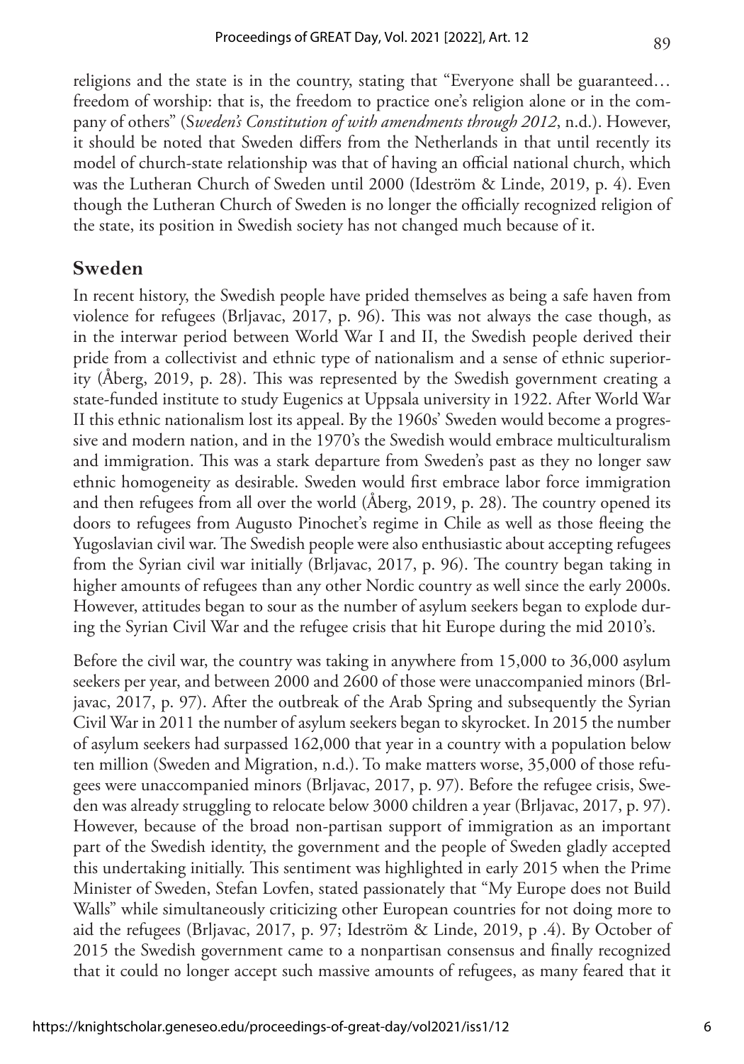religions and the state is in the country, stating that "Everyone shall be guaranteed… freedom of worship: that is, the freedom to practice one's religion alone or in the company of others" (S*weden's Constitution of with amendments through 2012*, n.d.). However, it should be noted that Sweden differs from the Netherlands in that until recently its model of church-state relationship was that of having an official national church, which was the Lutheran Church of Sweden until 2000 (Ideström & Linde, 2019, p. 4). Even though the Lutheran Church of Sweden is no longer the officially recognized religion of the state, its position in Swedish society has not changed much because of it.

## Sweden

In recent history, the Swedish people have prided themselves as being a safe haven from violence for refugees (Brljavac, 2017, p. 96). This was not always the case though, as in the interwar period between World War I and II, the Swedish people derived their pride from a collectivist and ethnic type of nationalism and a sense of ethnic superiority (Åberg, 2019, p. 28). This was represented by the Swedish government creating a state-funded institute to study Eugenics at Uppsala university in 1922. After World War II this ethnic nationalism lost its appeal. By the 1960s' Sweden would become a progressive and modern nation, and in the 1970's the Swedish would embrace multiculturalism and immigration. This was a stark departure from Sweden's past as they no longer saw ethnic homogeneity as desirable. Sweden would first embrace labor force immigration and then refugees from all over the world (Åberg, 2019, p. 28). The country opened its doors to refugees from Augusto Pinochet's regime in Chile as well as those fleeing the Yugoslavian civil war. The Swedish people were also enthusiastic about accepting refugees from the Syrian civil war initially (Brljavac, 2017, p. 96). The country began taking in higher amounts of refugees than any other Nordic country as well since the early 2000s. However, attitudes began to sour as the number of asylum seekers began to explode during the Syrian Civil War and the refugee crisis that hit Europe during the mid 2010's.

Before the civil war, the country was taking in anywhere from 15,000 to 36,000 asylum seekers per year, and between 2000 and 2600 of those were unaccompanied minors (Brljavac, 2017, p. 97). After the outbreak of the Arab Spring and subsequently the Syrian Civil War in 2011 the number of asylum seekers began to skyrocket. In 2015 the number of asylum seekers had surpassed 162,000 that year in a country with a population below ten million (Sweden and Migration, n.d.). To make matters worse, 35,000 of those refugees were unaccompanied minors (Brljavac, 2017, p. 97). Before the refugee crisis, Sweden was already struggling to relocate below 3000 children a year (Brljavac, 2017, p. 97). However, because of the broad non-partisan support of immigration as an important part of the Swedish identity, the government and the people of Sweden gladly accepted this undertaking initially. This sentiment was highlighted in early 2015 when the Prime Minister of Sweden, Stefan Lovfen, stated passionately that "My Europe does not Build Walls" while simultaneously criticizing other European countries for not doing more to aid the refugees (Brljavac, 2017, p. 97; Ideström & Linde, 2019, p .4). By October of 2015 the Swedish government came to a nonpartisan consensus and finally recognized that it could no longer accept such massive amounts of refugees, as many feared that it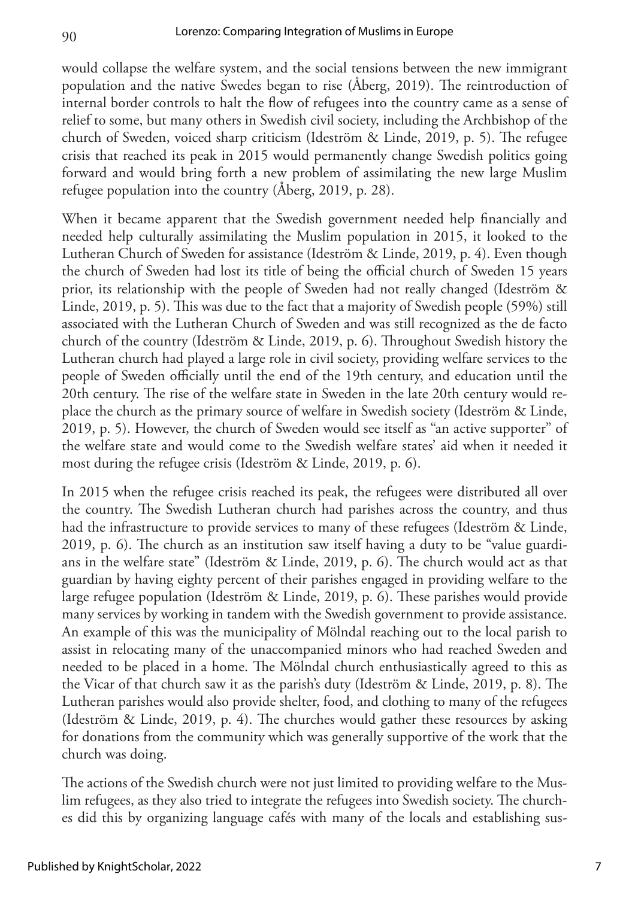would collapse the welfare system, and the social tensions between the new immigrant population and the native Swedes began to rise (Åberg, 2019). The reintroduction of internal border controls to halt the flow of refugees into the country came as a sense of relief to some, but many others in Swedish civil society, including the Archbishop of the church of Sweden, voiced sharp criticism (Ideström & Linde, 2019, p. 5). The refugee crisis that reached its peak in 2015 would permanently change Swedish politics going forward and would bring forth a new problem of assimilating the new large Muslim refugee population into the country (Åberg, 2019, p. 28).

When it became apparent that the Swedish government needed help financially and needed help culturally assimilating the Muslim population in 2015, it looked to the Lutheran Church of Sweden for assistance (Ideström & Linde, 2019, p. 4). Even though the church of Sweden had lost its title of being the official church of Sweden 15 years prior, its relationship with the people of Sweden had not really changed (Ideström & Linde, 2019, p. 5). This was due to the fact that a majority of Swedish people (59%) still associated with the Lutheran Church of Sweden and was still recognized as the de facto church of the country (Ideström & Linde, 2019, p. 6). Throughout Swedish history the Lutheran church had played a large role in civil society, providing welfare services to the people of Sweden officially until the end of the 19th century, and education until the 20th century. The rise of the welfare state in Sweden in the late 20th century would replace the church as the primary source of welfare in Swedish society (Ideström & Linde, 2019, p. 5). However, the church of Sweden would see itself as "an active supporter" of the welfare state and would come to the Swedish welfare states' aid when it needed it most during the refugee crisis (Ideström & Linde, 2019, p. 6).

In 2015 when the refugee crisis reached its peak, the refugees were distributed all over the country. The Swedish Lutheran church had parishes across the country, and thus had the infrastructure to provide services to many of these refugees (Ideström & Linde, 2019, p. 6). The church as an institution saw itself having a duty to be "value guardians in the welfare state" (Ideström & Linde, 2019, p. 6). The church would act as that guardian by having eighty percent of their parishes engaged in providing welfare to the large refugee population (Ideström & Linde, 2019, p. 6). These parishes would provide many services by working in tandem with the Swedish government to provide assistance. An example of this was the municipality of Mölndal reaching out to the local parish to assist in relocating many of the unaccompanied minors who had reached Sweden and needed to be placed in a home. The Mölndal church enthusiastically agreed to this as the Vicar of that church saw it as the parish's duty (Ideström & Linde, 2019, p. 8). The Lutheran parishes would also provide shelter, food, and clothing to many of the refugees (Ideström & Linde, 2019, p. 4). The churches would gather these resources by asking for donations from the community which was generally supportive of the work that the church was doing.

The actions of the Swedish church were not just limited to providing welfare to the Muslim refugees, as they also tried to integrate the refugees into Swedish society. The churches did this by organizing language cafés with many of the locals and establishing sus-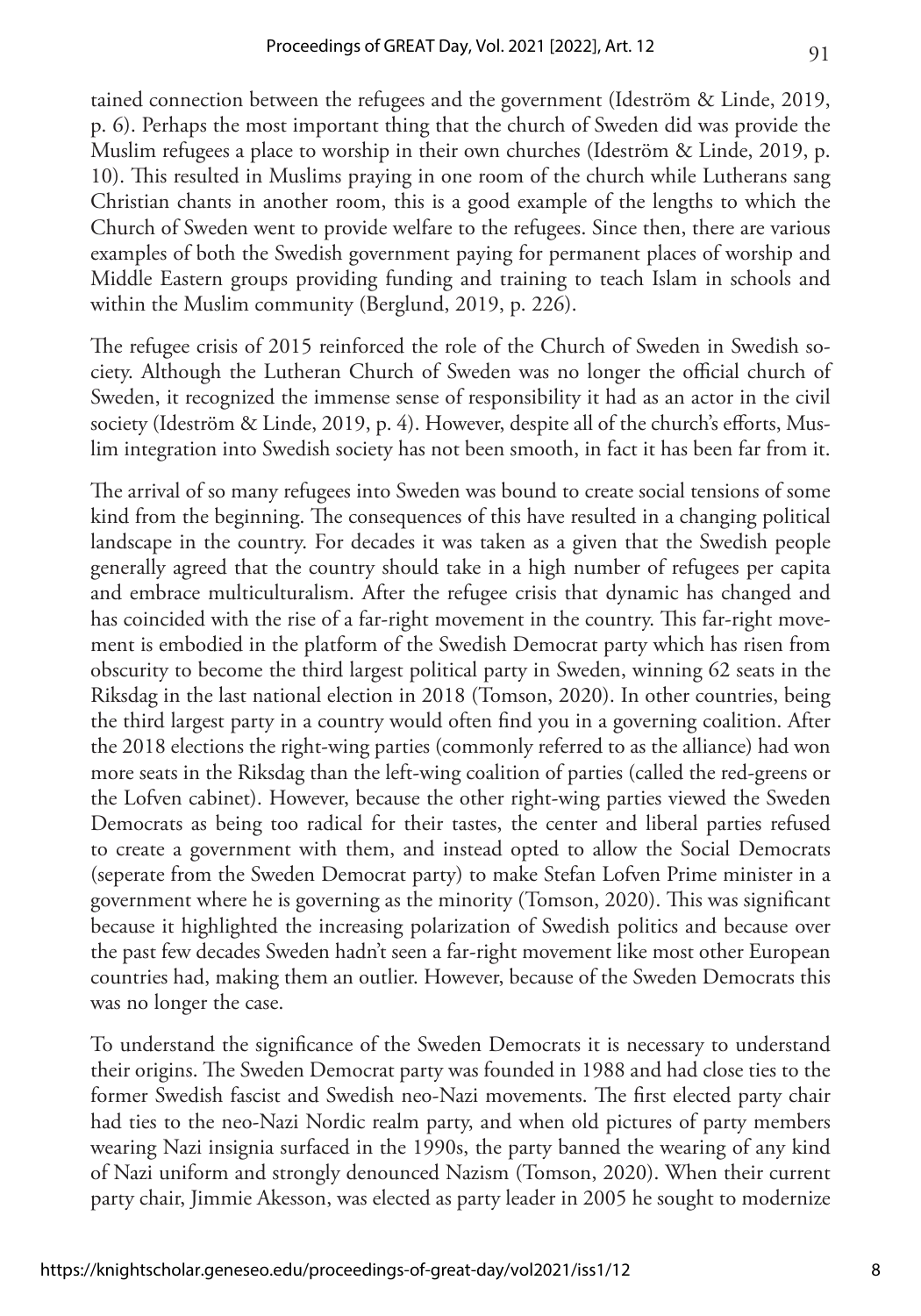tained connection between the refugees and the government (Ideström & Linde, 2019, p. 6). Perhaps the most important thing that the church of Sweden did was provide the Muslim refugees a place to worship in their own churches (Ideström & Linde, 2019, p. 10). This resulted in Muslims praying in one room of the church while Lutherans sang Christian chants in another room, this is a good example of the lengths to which the Church of Sweden went to provide welfare to the refugees. Since then, there are various examples of both the Swedish government paying for permanent places of worship and Middle Eastern groups providing funding and training to teach Islam in schools and within the Muslim community (Berglund, 2019, p. 226).

The refugee crisis of 2015 reinforced the role of the Church of Sweden in Swedish society. Although the Lutheran Church of Sweden was no longer the official church of Sweden, it recognized the immense sense of responsibility it had as an actor in the civil society (Ideström & Linde, 2019, p. 4). However, despite all of the church's efforts, Muslim integration into Swedish society has not been smooth, in fact it has been far from it.

The arrival of so many refugees into Sweden was bound to create social tensions of some kind from the beginning. The consequences of this have resulted in a changing political landscape in the country. For decades it was taken as a given that the Swedish people generally agreed that the country should take in a high number of refugees per capita and embrace multiculturalism. After the refugee crisis that dynamic has changed and has coincided with the rise of a far-right movement in the country. This far-right movement is embodied in the platform of the Swedish Democrat party which has risen from obscurity to become the third largest political party in Sweden, winning 62 seats in the Riksdag in the last national election in 2018 (Tomson, 2020). In other countries, being the third largest party in a country would often find you in a governing coalition. After the 2018 elections the right-wing parties (commonly referred to as the alliance) had won more seats in the Riksdag than the left-wing coalition of parties (called the red-greens or the Lofven cabinet). However, because the other right-wing parties viewed the Sweden Democrats as being too radical for their tastes, the center and liberal parties refused to create a government with them, and instead opted to allow the Social Democrats (seperate from the Sweden Democrat party) to make Stefan Lofven Prime minister in a government where he is governing as the minority (Tomson, 2020). This was significant because it highlighted the increasing polarization of Swedish politics and because over the past few decades Sweden hadn't seen a far-right movement like most other European countries had, making them an outlier. However, because of the Sweden Democrats this was no longer the case.

To understand the significance of the Sweden Democrats it is necessary to understand their origins. The Sweden Democrat party was founded in 1988 and had close ties to the former Swedish fascist and Swedish neo-Nazi movements. The first elected party chair had ties to the neo-Nazi Nordic realm party, and when old pictures of party members wearing Nazi insignia surfaced in the 1990s, the party banned the wearing of any kind of Nazi uniform and strongly denounced Nazism (Tomson, 2020). When their current party chair, Jimmie Akesson, was elected as party leader in 2005 he sought to modernize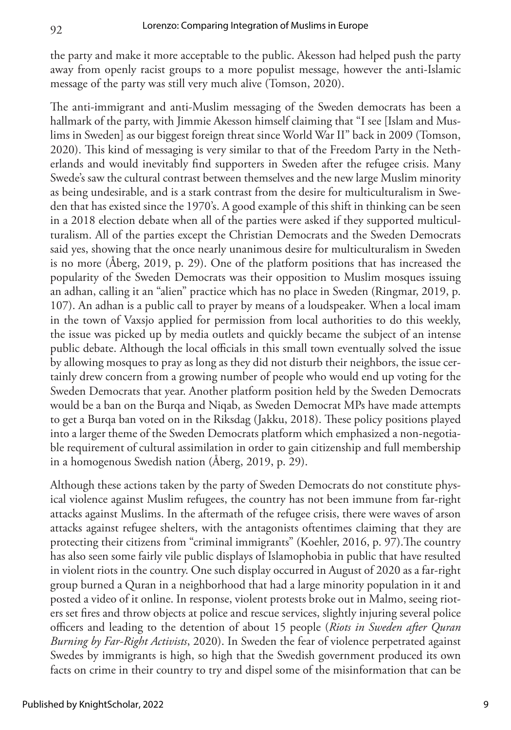the party and make it more acceptable to the public. Akesson had helped push the party away from openly racist groups to a more populist message, however the anti-Islamic message of the party was still very much alive (Tomson, 2020).

The anti-immigrant and anti-Muslim messaging of the Sweden democrats has been a hallmark of the party, with Jimmie Akesson himself claiming that "I see [Islam and Muslims in Sweden] as our biggest foreign threat since World War II" back in 2009 (Tomson, 2020). This kind of messaging is very similar to that of the Freedom Party in the Netherlands and would inevitably find supporters in Sweden after the refugee crisis. Many Swede's saw the cultural contrast between themselves and the new large Muslim minority as being undesirable, and is a stark contrast from the desire for multiculturalism in Sweden that has existed since the 1970's. A good example of this shift in thinking can be seen in a 2018 election debate when all of the parties were asked if they supported multiculturalism. All of the parties except the Christian Democrats and the Sweden Democrats said yes, showing that the once nearly unanimous desire for multiculturalism in Sweden is no more (Åberg, 2019, p. 29). One of the platform positions that has increased the popularity of the Sweden Democrats was their opposition to Muslim mosques issuing an adhan, calling it an "alien" practice which has no place in Sweden (Ringmar, 2019, p. 107). An adhan is a public call to prayer by means of a loudspeaker. When a local imam in the town of Vaxsjo applied for permission from local authorities to do this weekly, the issue was picked up by media outlets and quickly became the subject of an intense public debate. Although the local officials in this small town eventually solved the issue by allowing mosques to pray as long as they did not disturb their neighbors, the issue certainly drew concern from a growing number of people who would end up voting for the Sweden Democrats that year. Another platform position held by the Sweden Democrats would be a ban on the Burqa and Niqab, as Sweden Democrat MPs have made attempts to get a Burqa ban voted on in the Riksdag (Jakku, 2018). These policy positions played into a larger theme of the Sweden Democrats platform which emphasized a non-negotiable requirement of cultural assimilation in order to gain citizenship and full membership in a homogenous Swedish nation (Åberg, 2019, p. 29).

Although these actions taken by the party of Sweden Democrats do not constitute physical violence against Muslim refugees, the country has not been immune from far-right attacks against Muslims. In the aftermath of the refugee crisis, there were waves of arson attacks against refugee shelters, with the antagonists oftentimes claiming that they are protecting their citizens from "criminal immigrants" (Koehler, 2016, p. 97).The country has also seen some fairly vile public displays of Islamophobia in public that have resulted in violent riots in the country. One such display occurred in August of 2020 as a far-right group burned a Quran in a neighborhood that had a large minority population in it and posted a video of it online. In response, violent protests broke out in Malmo, seeing rioters set fires and throw objects at police and rescue services, slightly injuring several police officers and leading to the detention of about 15 people (*Riots in Sweden after Quran Burning by Far-Right Activists*, 2020). In Sweden the fear of violence perpetrated against Swedes by immigrants is high, so high that the Swedish government produced its own facts on crime in their country to try and dispel some of the misinformation that can be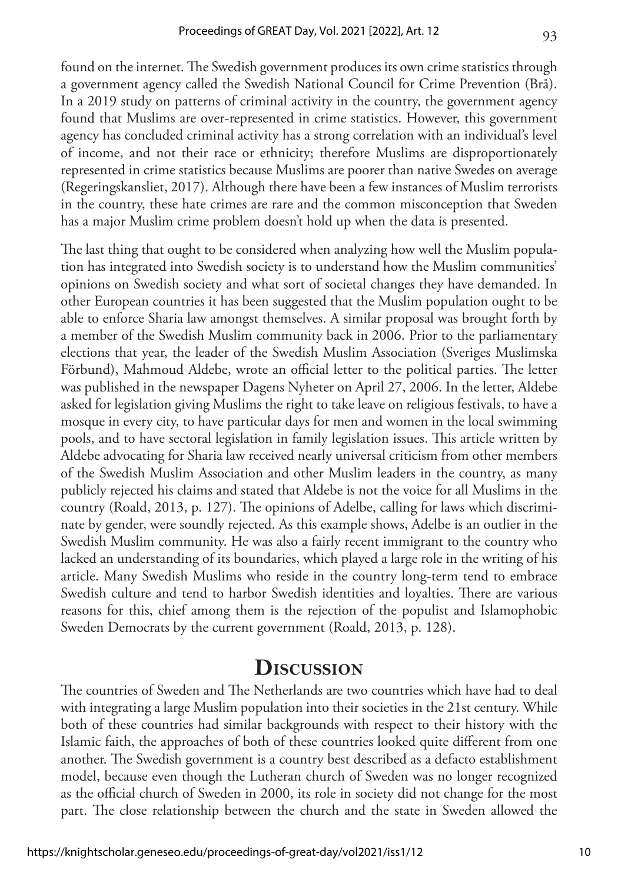found on the internet. The Swedish government produces its own crime statistics through a government agency called the Swedish National Council for Crime Prevention (Brå). In a 2019 study on patterns of criminal activity in the country, the government agency found that Muslims are over-represented in crime statistics. However, this government agency has concluded criminal activity has a strong correlation with an individual's level of income, and not their race or ethnicity; therefore Muslims are disproportionately represented in crime statistics because Muslims are poorer than native Swedes on average (Regeringskansliet, 2017). Although there have been a few instances of Muslim terrorists in the country, these hate crimes are rare and the common misconception that Sweden has a major Muslim crime problem doesn't hold up when the data is presented.

The last thing that ought to be considered when analyzing how well the Muslim population has integrated into Swedish society is to understand how the Muslim communities' opinions on Swedish society and what sort of societal changes they have demanded. In other European countries it has been suggested that the Muslim population ought to be able to enforce Sharia law amongst themselves. A similar proposal was brought forth by a member of the Swedish Muslim community back in 2006. Prior to the parliamentary elections that year, the leader of the Swedish Muslim Association (Sveriges Muslimska Förbund), Mahmoud Aldebe, wrote an official letter to the political parties. The letter was published in the newspaper Dagens Nyheter on April 27, 2006. In the letter, Aldebe asked for legislation giving Muslims the right to take leave on religious festivals, to have a mosque in every city, to have particular days for men and women in the local swimming pools, and to have sectoral legislation in family legislation issues. This article written by Aldebe advocating for Sharia law received nearly universal criticism from other members of the Swedish Muslim Association and other Muslim leaders in the country, as many publicly rejected his claims and stated that Aldebe is not the voice for all Muslims in the country (Roald, 2013, p. 127). The opinions of Adelbe, calling for laws which discriminate by gender, were soundly rejected. As this example shows, Adelbe is an outlier in the Swedish Muslim community. He was also a fairly recent immigrant to the country who lacked an understanding of its boundaries, which played a large role in the writing of his article. Many Swedish Muslims who reside in the country long-term tend to embrace Swedish culture and tend to harbor Swedish identities and loyalties. There are various reasons for this, chief among them is the rejection of the populist and Islamophobic Sweden Democrats by the current government (Roald, 2013, p. 128).

# Discussion

The countries of Sweden and The Netherlands are two countries which have had to deal with integrating a large Muslim population into their societies in the 21st century. While both of these countries had similar backgrounds with respect to their history with the Islamic faith, the approaches of both of these countries looked quite different from one another. The Swedish government is a country best described as a defacto establishment model, because even though the Lutheran church of Sweden was no longer recognized as the official church of Sweden in 2000, its role in society did not change for the most part. The close relationship between the church and the state in Sweden allowed the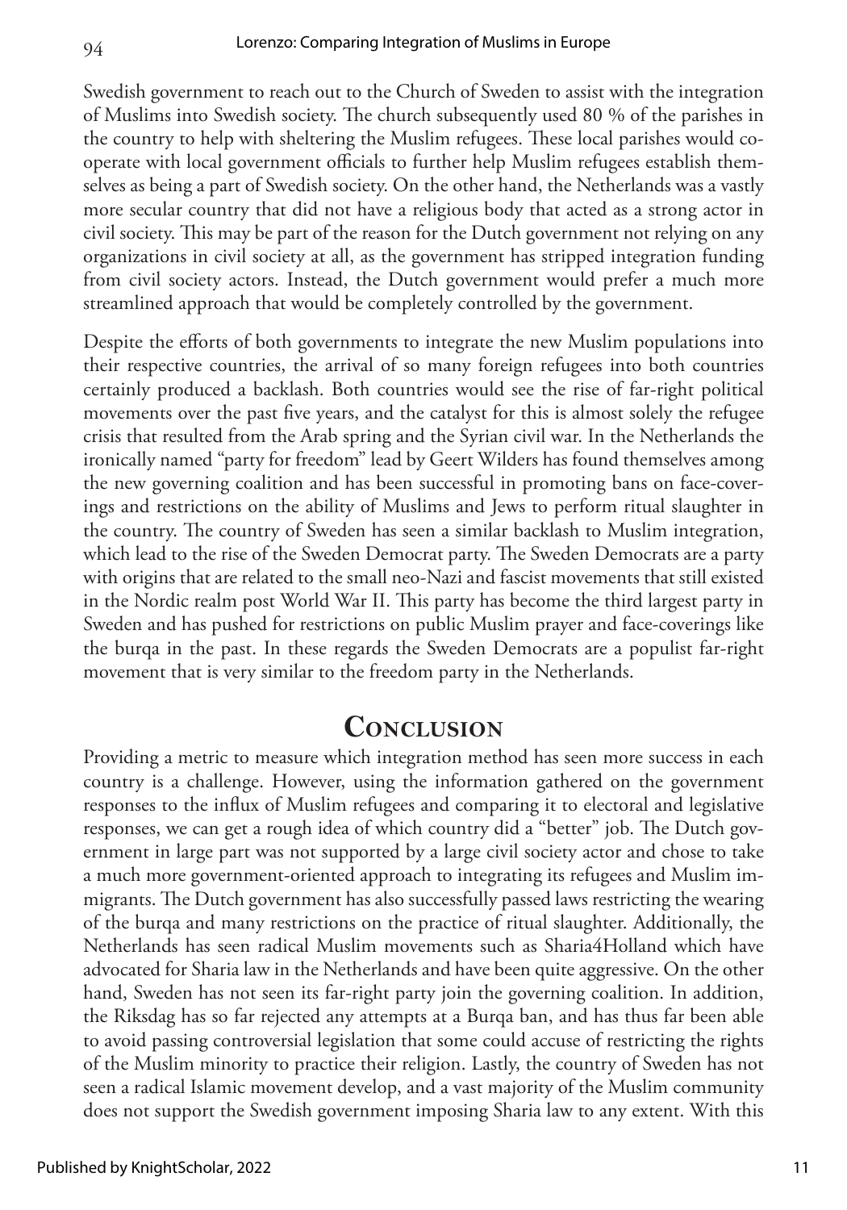Swedish government to reach out to the Church of Sweden to assist with the integration of Muslims into Swedish society. The church subsequently used 80 % of the parishes in the country to help with sheltering the Muslim refugees. These local parishes would cooperate with local government officials to further help Muslim refugees establish themselves as being a part of Swedish society. On the other hand, the Netherlands was a vastly more secular country that did not have a religious body that acted as a strong actor in civil society. This may be part of the reason for the Dutch government not relying on any organizations in civil society at all, as the government has stripped integration funding from civil society actors. Instead, the Dutch government would prefer a much more streamlined approach that would be completely controlled by the government.

Despite the efforts of both governments to integrate the new Muslim populations into their respective countries, the arrival of so many foreign refugees into both countries certainly produced a backlash. Both countries would see the rise of far-right political movements over the past five years, and the catalyst for this is almost solely the refugee crisis that resulted from the Arab spring and the Syrian civil war. In the Netherlands the ironically named "party for freedom" lead by Geert Wilders has found themselves among the new governing coalition and has been successful in promoting bans on face-coverings and restrictions on the ability of Muslims and Jews to perform ritual slaughter in the country. The country of Sweden has seen a similar backlash to Muslim integration, which lead to the rise of the Sweden Democrat party. The Sweden Democrats are a party with origins that are related to the small neo-Nazi and fascist movements that still existed in the Nordic realm post World War II. This party has become the third largest party in Sweden and has pushed for restrictions on public Muslim prayer and face-coverings like the burqa in the past. In these regards the Sweden Democrats are a populist far-right movement that is very similar to the freedom party in the Netherlands.

## Conclusion

Providing a metric to measure which integration method has seen more success in each country is a challenge. However, using the information gathered on the government responses to the influx of Muslim refugees and comparing it to electoral and legislative responses, we can get a rough idea of which country did a "better" job. The Dutch government in large part was not supported by a large civil society actor and chose to take a much more government-oriented approach to integrating its refugees and Muslim immigrants. The Dutch government has also successfully passed laws restricting the wearing of the burqa and many restrictions on the practice of ritual slaughter. Additionally, the Netherlands has seen radical Muslim movements such as Sharia4Holland which have advocated for Sharia law in the Netherlands and have been quite aggressive. On the other hand, Sweden has not seen its far-right party join the governing coalition. In addition, the Riksdag has so far rejected any attempts at a Burqa ban, and has thus far been able to avoid passing controversial legislation that some could accuse of restricting the rights of the Muslim minority to practice their religion. Lastly, the country of Sweden has not seen a radical Islamic movement develop, and a vast majority of the Muslim community does not support the Swedish government imposing Sharia law to any extent. With this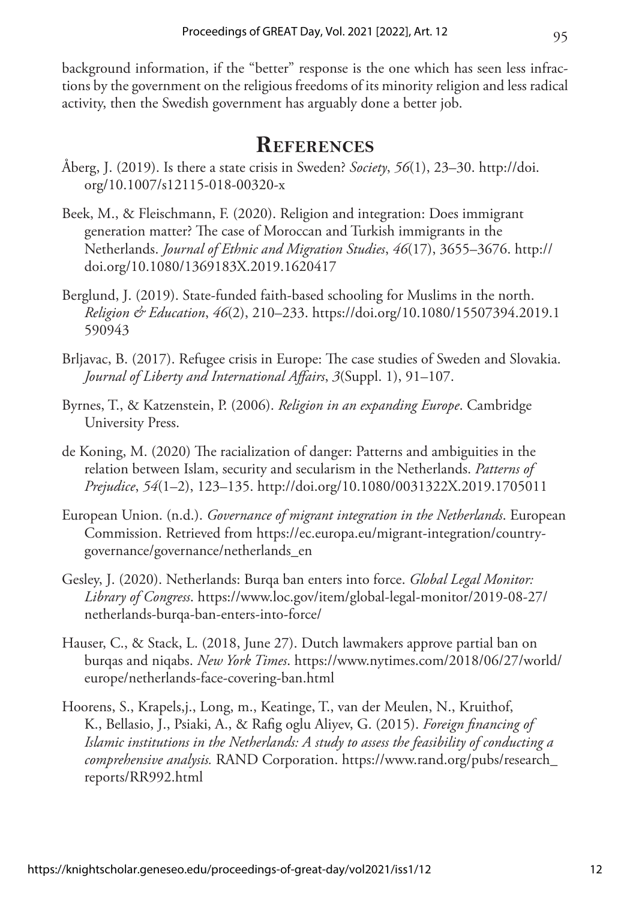background information, if the "better" response is the one which has seen less infractions by the government on the religious freedoms of its minority religion and less radical activity, then the Swedish government has arguably done a better job.

## References

Åberg, J. (2019). Is there a state crisis in Sweden? *Society*, *56*(1), 23–30. http://doi.org/10.1007/s12115-018-00320-x

Beek, M., & Fleischmann, F. (2020). Religion and integration: Does immigrant generation matter? The case of Moroccan and Turkish immigrants in the Netherlands. *Journal of Ethnic and Migration Studies*, *46*(17), 3655–3676. http://doi.org/10.1080/1369183X.2019.1620417

Berglund, J. (2019). State-funded faith-based schooling for Muslims in the north. *Religion & Education*, *46*(2), 210–233. https://doi.org/10.1080/15507394.2019.1590943

Brljavac, B. (2017). Refugee crisis in Europe: The case studies of Sweden and Slovakia. *Journal of Liberty and International Affairs*, *3*(Suppl. 1), 91–107.

Byrnes, T., & Katzenstein, P. (2006). *Religion in an expanding Europe*. Cambridge University Press.

de Koning, M. (2020) The racialization of danger: Patterns and ambiguities in the relation between Islam, security and secularism in the Netherlands. *Patterns of Prejudice*, *54*(1–2), 123–135. http://doi.org/10.1080/0031322X.2019.1705011

European Union. (n.d.). *Governance of migrant integration in the Netherlands*. European Commission. Retrieved from https://ec.europa.eu/migrant-integration/country-governance/governance/netherlands_en

Gesley, J. (2020). Netherlands: Burqa ban enters into force. *Global Legal Monitor: Library of Congress*. https://www.loc.gov/item/global-legal-monitor/2019-08-27/netherlands-burqa-ban-enters-into-force/

Hauser, C., & Stack, L. (2018, June 27). Dutch lawmakers approve partial ban on burqas and niqabs. *New York Times*. https://www.nytimes.com/2018/06/27/world/europe/netherlands-face-covering-ban.html

Hoorens, S., Krapels,j., Long, m., Keatinge, T., van der Meulen, N., Kruithof, K., Bellasio, J., Psiaki, A., & Rafig oglu Aliyev, G. (2015). *Foreign financing of Islamic institutions in the Netherlands: A study to assess the feasibility of conducting a comprehensive analysis.* RAND Corporation. https://www.rand.org/pubs/research_reports/RR992.html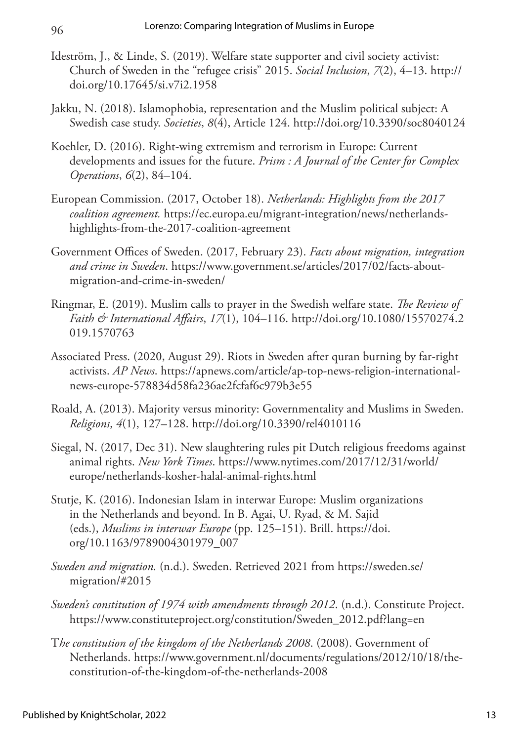Ideström, J., & Linde, S. (2019). Welfare state supporter and civil society activist: Church of Sweden in the "refugee crisis" 2015. *Social Inclusion*, *7*(2), 4–13. http://doi.org/10.17645/si.v7i2.1958

Jakku, N. (2018). Islamophobia, representation and the Muslim political subject: A Swedish case study. *Societies*, *8*(4), Article 124. http://doi.org/10.3390/soc8040124

Koehler, D. (2016). Right-wing extremism and terrorism in Europe: Current developments and issues for the future. *Prism : A Journal of the Center for Complex Operations*, *6*(2), 84–104.

European Commission. (2017, October 18). *Netherlands: Highlights from the 2017 coalition agreement.* https://ec.europa.eu/migrant-integration/news/netherlands-highlights-from-the-2017-coalition-agreement

Government Offices of Sweden. (2017, February 23). *Facts about migration, integration and crime in Sweden*. https://www.government.se/articles/2017/02/facts-about-migration-and-crime-in-sweden/

Ringmar, E. (2019). Muslim calls to prayer in the Swedish welfare state. *The Review of Faith & International Affairs*, *17*(1), 104–116. http://doi.org/10.1080/15570274.2019.1570763

Associated Press. (2020, August 29). Riots in Sweden after quran burning by far-right activists. *AP News*. https://apnews.com/article/ap-top-news-religion-international-news-europe-578834d58fa236ae2fcfaf6c979b3e55

Roald, A. (2013). Majority versus minority: Governmentality and Muslims in Sweden. *Religions*, *4*(1), 127–128. http://doi.org/10.3390/rel4010116

Siegal, N. (2017, Dec 31). New slaughtering rules pit Dutch religious freedoms against animal rights. *New York Times*. https://www.nytimes.com/2017/12/31/world/europe/netherlands-kosher-halal-animal-rights.html

Stutje, K. (2016). Indonesian Islam in interwar Europe: Muslim organizations in the Netherlands and beyond. In B. Agai, U. Ryad, & M. Sajid (eds.), *Muslims in interwar Europe* (pp. 125–151). Brill. https://doi.org/10.1163/9789004301979_007

*Sweden and migration.* (n.d.). Sweden. Retrieved 2021 from https://sweden.se/migration/#2015

*Sweden's constitution of 1974 with amendments through 2012*. (n.d.). Constitute Project. https://www.constituteproject.org/constitution/Sweden_2012.pdf?lang=en

T*he constitution of the kingdom of the Netherlands 2008*. (2008). Government of Netherlands. https://www.government.nl/documents/regulations/2012/10/18/the-constitution-of-the-kingdom-of-the-netherlands-2008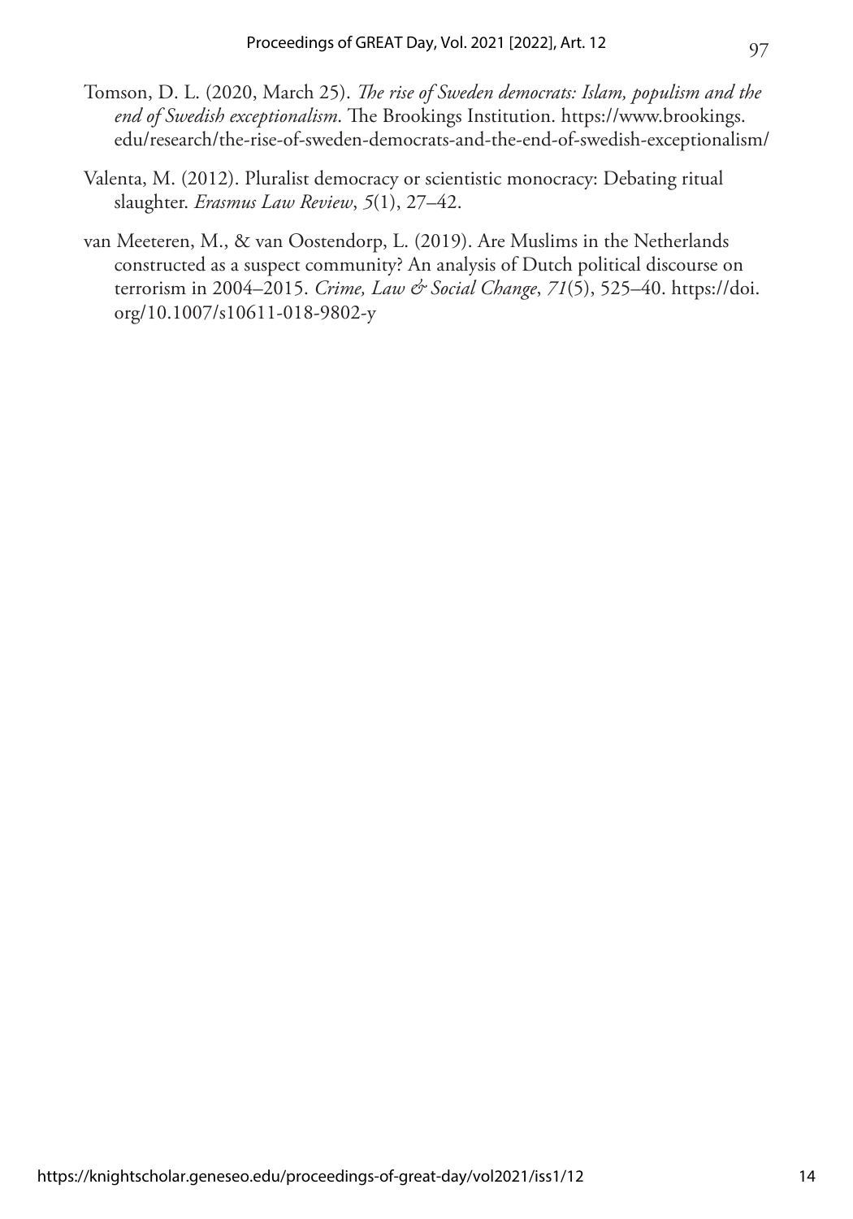Tomson, D. L. (2020, March 25). *The rise of Sweden democrats: Islam, populism and the end of Swedish exceptionalism*. The Brookings Institution. https://www.brookings.edu/research/the-rise-of-sweden-democrats-and-the-end-of-swedish-exceptionalism/

Valenta, M. (2012). Pluralist democracy or scientistic monocracy: Debating ritual slaughter. *Erasmus Law Review*, *5*(1), 27–42.

van Meeteren, M., & van Oostendorp, L. (2019). Are Muslims in the Netherlands constructed as a suspect community? An analysis of Dutch political discourse on terrorism in 2004–2015. *Crime, Law & Social Change*, *71*(5), 525–40. https://doi.org/10.1007/s10611-018-9802-y